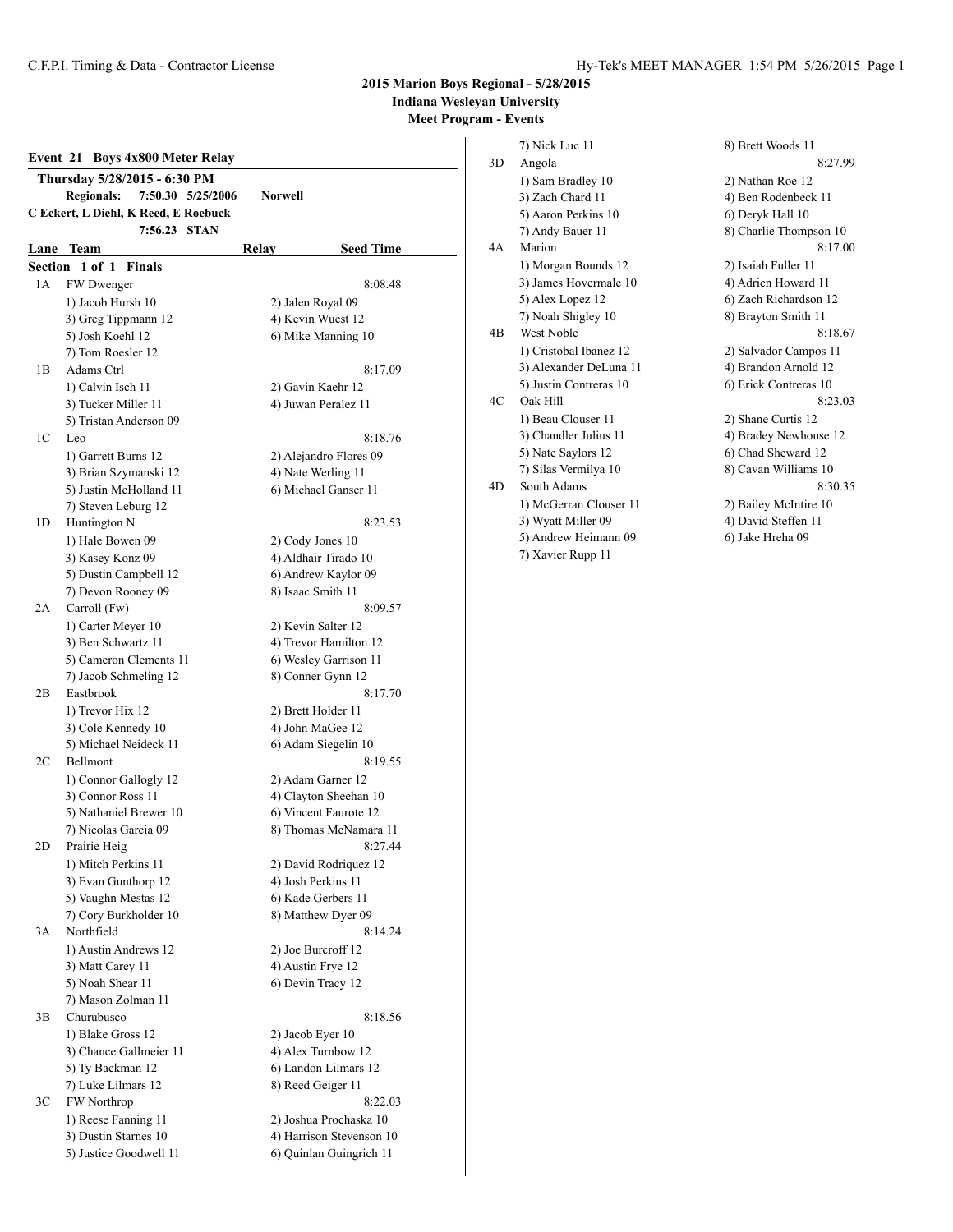# 2015 Marion Boys Regional - 5/28/2015

## Indiana Wesleyan University

## Meet Program - Events

### Event 21 Boys 4x800 Meter Relay

**Thursday 5/28/2015 - 6:30 PM**

**Regionals:** 7:50.30 5/25/2006 **Norwell**

C Eckert, L Diehl, K Reed, E Roebuck

7:56.23 **STAN**

| Lane | Team | Relay | Seed Time |
|---|---|---|---|

**Section 1 of 1 Finals**

**1A FW Dwenger** — 8:08.48
1) Jacob Hursh 10, 2) Jalen Royal 09, 3) Greg Tippmann 12, 4) Kevin Wuest 12, 5) Josh Koehl 12, 6) Mike Manning 10, 7) Tom Roesler 12

**1B Adams Ctrl** — 8:17.09
1) Calvin Isch 11, 2) Gavin Kaehr 12, 3) Tucker Miller 11, 4) Juwan Peralez 11, 5) Tristan Anderson 09

**1C Leo** — 8:18.76
1) Garrett Burns 12, 2) Alejandro Flores 09, 3) Brian Szymanski 12, 4) Nate Werling 11, 5) Justin McHolland 11, 6) Michael Ganser 11, 7) Steven Leburg 12

**1D Huntington N** — 8:23.53
1) Hale Bowen 09, 2) Cody Jones 10, 3) Kasey Konz 09, 4) Aldhair Tirado 10, 5) Dustin Campbell 12, 6) Andrew Kaylor 09, 7) Devon Rooney 09, 8) Isaac Smith 11

**2A Carroll (Fw)** — 8:09.57
1) Carter Meyer 10, 2) Kevin Salter 12, 3) Ben Schwartz 11, 4) Trevor Hamilton 12, 5) Cameron Clements 11, 6) Wesley Garrison 11, 7) Jacob Schmeling 12, 8) Conner Gynn 12

**2B Eastbrook** — 8:17.70
1) Trevor Hix 12, 2) Brett Holder 11, 3) Cole Kennedy 10, 4) John MaGee 12, 5) Michael Neideck 11, 6) Adam Siegelin 10

**2C Bellmont** — 8:19.55
1) Connor Gallogly 12, 2) Adam Garner 12, 3) Connor Ross 11, 4) Clayton Sheehan 10, 5) Nathaniel Brewer 10, 6) Vincent Faurote 12, 7) Nicolas Garcia 09, 8) Thomas McNamara 11

**2D Prairie Heig** — 8:27.44
1) Mitch Perkins 11, 2) David Rodriquez 12, 3) Evan Gunthorp 12, 4) Josh Perkins 11, 5) Vaughn Mestas 12, 6) Kade Gerbers 11, 7) Cory Burkholder 10, 8) Matthew Dyer 09

**3A Northfield** — 8:14.24
1) Austin Andrews 12, 2) Joe Burcroff 12, 3) Matt Carey 11, 4) Austin Frye 12, 5) Noah Shear 11, 6) Devin Tracy 12, 7) Mason Zolman 11

**3B Churubusco** — 8:18.56
1) Blake Gross 12, 2) Jacob Eyer 10, 3) Chance Gallmeier 11, 4) Alex Turnbow 12, 5) Ty Backman 12, 6) Landon Lilmars 12, 7) Luke Lilmars 12, 8) Reed Geiger 11

**3C FW Northrop** — 8:22.03
1) Reese Fanning 11, 2) Joshua Prochaska 10, 3) Dustin Starnes 10, 4) Harrison Stevenson 10, 5) Justice Goodwell 11, 6) Quinlan Guingrich 11, 7) Nick Luc 11, 8) Brett Woods 11

**3D Angola** — 8:27.99
1) Sam Bradley 10, 2) Nathan Roe 12, 3) Zach Chard 11, 4) Ben Rodenbeck 11, 5) Aaron Perkins 10, 6) Deryk Hall 10, 7) Andy Bauer 11, 8) Charlie Thompson 10

**4A Marion** — 8:17.00
1) Morgan Bounds 12, 2) Isaiah Fuller 11, 3) James Hovermale 10, 4) Adrien Howard 11, 5) Alex Lopez 12, 6) Zach Richardson 12, 7) Noah Shigley 10, 8) Brayton Smith 11

**4B West Noble** — 8:18.67
1) Cristobal Ibanez 12, 2) Salvador Campos 11, 3) Alexander DeLuna 11, 4) Brandon Arnold 12, 5) Justin Contreras 10, 6) Erick Contreras 10

**4C Oak Hill** — 8:23.03
1) Beau Clouser 11, 2) Shane Curtis 12, 3) Chandler Julius 11, 4) Bradey Newhouse 12, 5) Nate Saylors 12, 6) Chad Sheward 12, 7) Silas Vermilya 10, 8) Cavan Williams 10

**4D South Adams** — 8:30.35
1) McGerran Clouser 11, 2) Bailey McIntire 10, 3) Wyatt Miller 09, 4) David Steffen 11, 5) Andrew Heimann 09, 6) Jake Hreha 09, 7) Xavier Rupp 11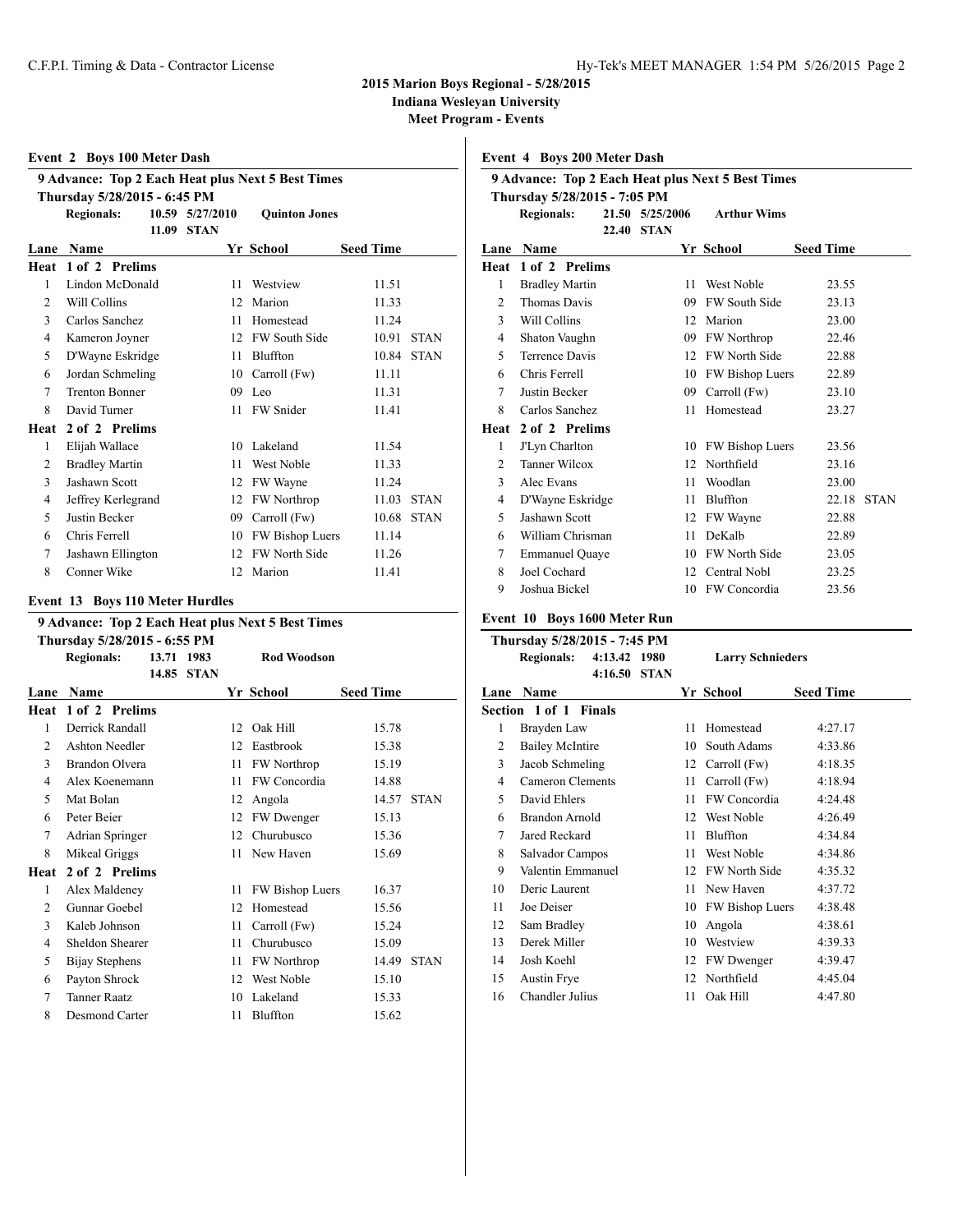# 2015 Marion Boys Regional - 5/28/2015

**Indiana Wesleyan University**

**Meet Program - Events**

## Event 2 Boys 100 Meter Dash

**9 Advance: Top 2 Each Heat plus Next 5 Best Times**

**Thursday 5/28/2015 - 6:45 PM**

**Regionals:** 10.59 5/27/2010 **Quinton Jones**

11.09 STAN

| Lane | Name | Yr | School | Seed Time | |
|---|---|---|---|---|---|
| **Heat 1 of 2 Prelims** | | | | | |
| 1 | Lindon McDonald | 11 | Westview | 11.51 | |
| 2 | Will Collins | 12 | Marion | 11.33 | |
| 3 | Carlos Sanchez | 11 | Homestead | 11.24 | |
| 4 | Kameron Joyner | 12 | FW South Side | 10.91 | STAN |
| 5 | D'Wayne Eskridge | 11 | Bluffton | 10.84 | STAN |
| 6 | Jordan Schmeling | 10 | Carroll (Fw) | 11.11 | |
| 7 | Trenton Bonner | 09 | Leo | 11.31 | |
| 8 | David Turner | 11 | FW Snider | 11.41 | |
| **Heat 2 of 2 Prelims** | | | | | |
| 1 | Elijah Wallace | 10 | Lakeland | 11.54 | |
| 2 | Bradley Martin | 11 | West Noble | 11.33 | |
| 3 | Jashawn Scott | 12 | FW Wayne | 11.24 | |
| 4 | Jeffrey Kerlegrand | 12 | FW Northrop | 11.03 | STAN |
| 5 | Justin Becker | 09 | Carroll (Fw) | 10.68 | STAN |
| 6 | Chris Ferrell | 10 | FW Bishop Luers | 11.14 | |
| 7 | Jashawn Ellington | 12 | FW North Side | 11.26 | |
| 8 | Conner Wike | 12 | Marion | 11.41 | |

## Event 13 Boys 110 Meter Hurdles

**9 Advance: Top 2 Each Heat plus Next 5 Best Times**

**Thursday 5/28/2015 - 6:55 PM**

**Regionals:** 13.71 1983 **Rod Woodson**

14.85 STAN

| Lane | Name | Yr | School | Seed Time | |
|---|---|---|---|---|---|
| **Heat 1 of 2 Prelims** | | | | | |
| 1 | Derrick Randall | 12 | Oak Hill | 15.78 | |
| 2 | Ashton Needler | 12 | Eastbrook | 15.38 | |
| 3 | Brandon Olvera | 11 | FW Northrop | 15.19 | |
| 4 | Alex Koenemann | 11 | FW Concordia | 14.88 | |
| 5 | Mat Bolan | 12 | Angola | 14.57 | STAN |
| 6 | Peter Beier | 12 | FW Dwenger | 15.13 | |
| 7 | Adrian Springer | 12 | Churubusco | 15.36 | |
| 8 | Mikeal Griggs | 11 | New Haven | 15.69 | |
| **Heat 2 of 2 Prelims** | | | | | |
| 1 | Alex Maldeney | 11 | FW Bishop Luers | 16.37 | |
| 2 | Gunnar Goebel | 12 | Homestead | 15.56 | |
| 3 | Kaleb Johnson | 11 | Carroll (Fw) | 15.24 | |
| 4 | Sheldon Shearer | 11 | Churubusco | 15.09 | |
| 5 | Bijay Stephens | 11 | FW Northrop | 14.49 | STAN |
| 6 | Payton Shrock | 12 | West Noble | 15.10 | |
| 7 | Tanner Raatz | 10 | Lakeland | 15.33 | |
| 8 | Desmond Carter | 11 | Bluffton | 15.62 | |

## Event 4 Boys 200 Meter Dash

**9 Advance: Top 2 Each Heat plus Next 5 Best Times**

**Thursday 5/28/2015 - 7:05 PM**

**Regionals:** 21.50 5/25/2006 **Arthur Wims**

22.40 STAN

| Lane | Name | Yr | School | Seed Time | |
|---|---|---|---|---|---|
| **Heat 1 of 2 Prelims** | | | | | |
| 1 | Bradley Martin | 11 | West Noble | 23.55 | |
| 2 | Thomas Davis | 09 | FW South Side | 23.13 | |
| 3 | Will Collins | 12 | Marion | 23.00 | |
| 4 | Shaton Vaughn | 09 | FW Northrop | 22.46 | |
| 5 | Terrence Davis | 12 | FW North Side | 22.88 | |
| 6 | Chris Ferrell | 10 | FW Bishop Luers | 22.89 | |
| 7 | Justin Becker | 09 | Carroll (Fw) | 23.10 | |
| 8 | Carlos Sanchez | 11 | Homestead | 23.27 | |
| **Heat 2 of 2 Prelims** | | | | | |
| 1 | J'Lyn Charlton | 10 | FW Bishop Luers | 23.56 | |
| 2 | Tanner Wilcox | 12 | Northfield | 23.16 | |
| 3 | Alec Evans | 11 | Woodlan | 23.00 | |
| 4 | D'Wayne Eskridge | 11 | Bluffton | 22.18 | STAN |
| 5 | Jashawn Scott | 12 | FW Wayne | 22.88 | |
| 6 | William Chrisman | 11 | DeKalb | 22.89 | |
| 7 | Emmanuel Quaye | 10 | FW North Side | 23.05 | |
| 8 | Joel Cochard | 12 | Central Nobl | 23.25 | |
| 9 | Joshua Bickel | 10 | FW Concordia | 23.56 | |

## Event 10 Boys 1600 Meter Run

**Thursday 5/28/2015 - 7:45 PM**

**Regionals:** 4:13.42 1980 **Larry Schnieders**

4:16.50 STAN

| Lane | Name | Yr | School | Seed Time |
|---|---|---|---|---|
| **Section 1 of 1 Finals** | | | | |
| 1 | Brayden Law | 11 | Homestead | 4:27.17 |
| 2 | Bailey McIntire | 10 | South Adams | 4:33.86 |
| 3 | Jacob Schmeling | 12 | Carroll (Fw) | 4:18.35 |
| 4 | Cameron Clements | 11 | Carroll (Fw) | 4:18.94 |
| 5 | David Ehlers | 11 | FW Concordia | 4:24.48 |
| 6 | Brandon Arnold | 12 | West Noble | 4:26.49 |
| 7 | Jared Reckard | 11 | Bluffton | 4:34.84 |
| 8 | Salvador Campos | 11 | West Noble | 4:34.86 |
| 9 | Valentin Emmanuel | 12 | FW North Side | 4:35.32 |
| 10 | Deric Laurent | 11 | New Haven | 4:37.72 |
| 11 | Joe Deiser | 10 | FW Bishop Luers | 4:38.48 |
| 12 | Sam Bradley | 10 | Angola | 4:38.61 |
| 13 | Derek Miller | 10 | Westview | 4:39.33 |
| 14 | Josh Koehl | 12 | FW Dwenger | 4:39.47 |
| 15 | Austin Frye | 12 | Northfield | 4:45.04 |
| 16 | Chandler Julius | 11 | Oak Hill | 4:47.80 |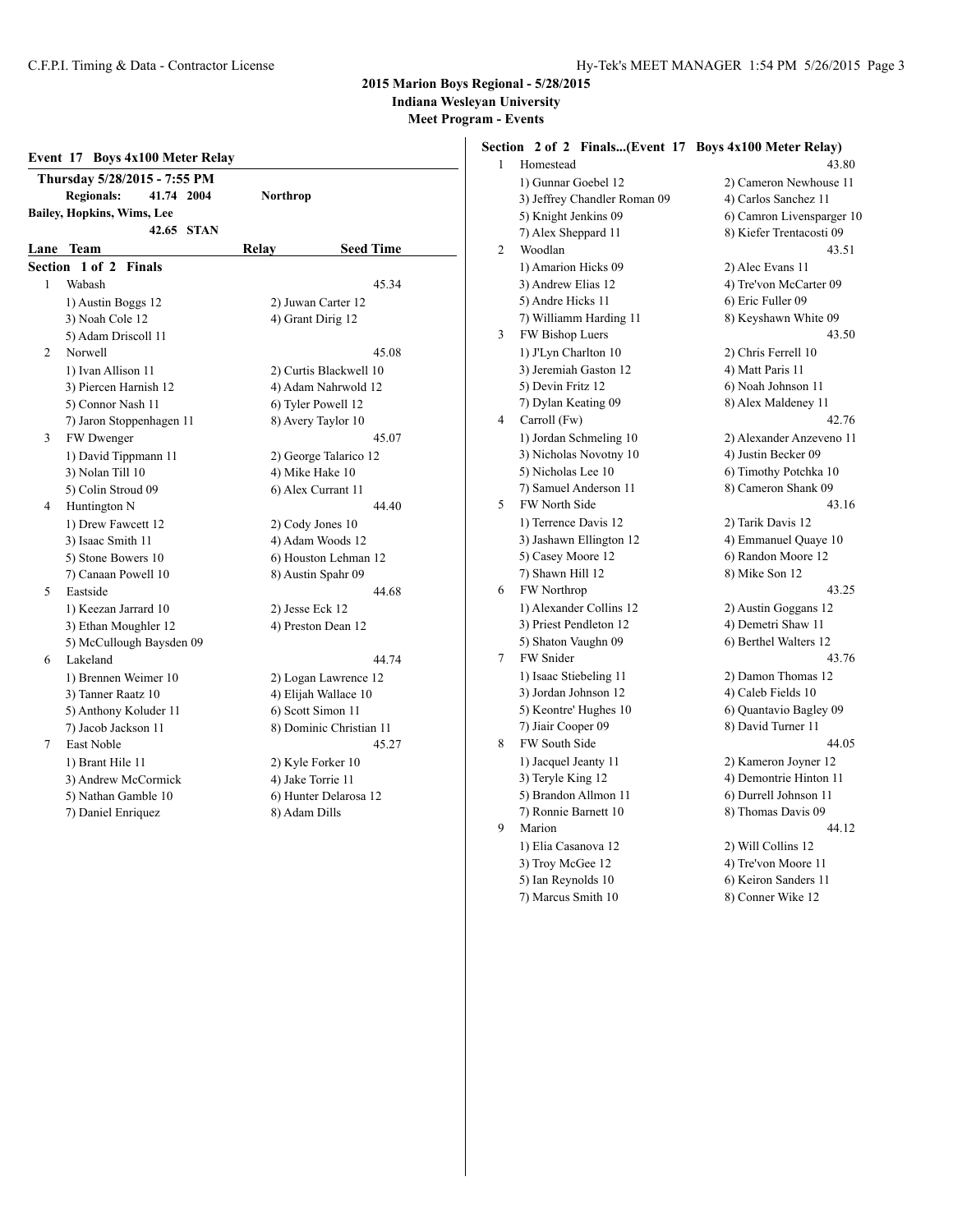**2015 Marion Boys Regional - 5/28/2015**
**Indiana Wesleyan University**
**Meet Program - Events**

### Event 17 Boys 4x100 Meter Relay

**Thursday 5/28/2015 - 7:55 PM**

**Regionals:** 41.74 2004 Northrop
**Bailey, Hopkins, Wims, Lee**
42.65 STAN

| Lane | Team | Relay | Seed Time |
|---|---|---|---|

**Section 1 of 2 Finals**

| Lane | Team | Relay | Seed Time |
|---|---|---|---|
| 1 | Wabash | | 45.34 |
| | 1) Austin Boggs 12 | 2) Juwan Carter 12 | |
| | 3) Noah Cole 12 | 4) Grant Dirig 12 | |
| | 5) Adam Driscoll 11 | | |
| 2 | Norwell | | 45.08 |
| | 1) Ivan Allison 11 | 2) Curtis Blackwell 10 | |
| | 3) Piercen Harnish 12 | 4) Adam Nahrwold 12 | |
| | 5) Connor Nash 11 | 6) Tyler Powell 12 | |
| | 7) Jaron Stoppenhagen 11 | 8) Avery Taylor 10 | |
| 3 | FW Dwenger | | 45.07 |
| | 1) David Tippmann 11 | 2) George Talarico 12 | |
| | 3) Nolan Till 10 | 4) Mike Hake 10 | |
| | 5) Colin Stroud 09 | 6) Alex Currant 11 | |
| 4 | Huntington N | | 44.40 |
| | 1) Drew Fawcett 12 | 2) Cody Jones 10 | |
| | 3) Isaac Smith 11 | 4) Adam Woods 12 | |
| | 5) Stone Bowers 10 | 6) Houston Lehman 12 | |
| | 7) Canaan Powell 10 | 8) Austin Spahr 09 | |
| 5 | Eastside | | 44.68 |
| | 1) Keezan Jarrard 10 | 2) Jesse Eck 12 | |
| | 3) Ethan Moughler 12 | 4) Preston Dean 12 | |
| | 5) McCullough Baysden 09 | | |
| 6 | Lakeland | | 44.74 |
| | 1) Brennen Weimer 10 | 2) Logan Lawrence 12 | |
| | 3) Tanner Raatz 10 | 4) Elijah Wallace 10 | |
| | 5) Anthony Koluder 11 | 6) Scott Simon 11 | |
| | 7) Jacob Jackson 11 | 8) Dominic Christian 11 | |
| 7 | East Noble | | 45.27 |
| | 1) Brant Hile 11 | 2) Kyle Forker 10 | |
| | 3) Andrew McCormick | 4) Jake Torrie 11 | |
| | 5) Nathan Gamble 10 | 6) Hunter Delarosa 12 | |
| | 7) Daniel Enriquez | 8) Adam Dills | |

**Section 2 of 2 Finals...(Event 17 Boys 4x100 Meter Relay)**

| Lane | Team | Relay | Seed Time |
|---|---|---|---|
| 1 | Homestead | | 43.80 |
| | 1) Gunnar Goebel 12 | 2) Cameron Newhouse 11 | |
| | 3) Jeffrey Chandler Roman 09 | 4) Carlos Sanchez 11 | |
| | 5) Knight Jenkins 09 | 6) Camron Livensparger 10 | |
| | 7) Alex Sheppard 11 | 8) Kiefer Trentacosti 09 | |
| 2 | Woodlan | | 43.51 |
| | 1) Amarion Hicks 09 | 2) Alec Evans 11 | |
| | 3) Andrew Elias 12 | 4) Tre'von McCarter 09 | |
| | 5) Andre Hicks 11 | 6) Eric Fuller 09 | |
| | 7) Williamm Harding 11 | 8) Keyshawn White 09 | |
| 3 | FW Bishop Luers | | 43.50 |
| | 1) J'Lyn Charlton 10 | 2) Chris Ferrell 10 | |
| | 3) Jeremiah Gaston 12 | 4) Matt Paris 11 | |
| | 5) Devin Fritz 12 | 6) Noah Johnson 11 | |
| | 7) Dylan Keating 09 | 8) Alex Maldeney 11 | |
| 4 | Carroll (Fw) | | 42.76 |
| | 1) Jordan Schmeling 10 | 2) Alexander Anzeveno 11 | |
| | 3) Nicholas Novotny 10 | 4) Justin Becker 09 | |
| | 5) Nicholas Lee 10 | 6) Timothy Potchka 10 | |
| | 7) Samuel Anderson 11 | 8) Cameron Shank 09 | |
| 5 | FW North Side | | 43.16 |
| | 1) Terrence Davis 12 | 2) Tarik Davis 12 | |
| | 3) Jashawn Ellington 12 | 4) Emmanuel Quaye 10 | |
| | 5) Casey Moore 12 | 6) Randon Moore 12 | |
| | 7) Shawn Hill 12 | 8) Mike Son 12 | |
| 6 | FW Northrop | | 43.25 |
| | 1) Alexander Collins 12 | 2) Austin Goggans 12 | |
| | 3) Priest Pendleton 12 | 4) Demetri Shaw 11 | |
| | 5) Shaton Vaughn 09 | 6) Berthel Walters 12 | |
| 7 | FW Snider | | 43.76 |
| | 1) Isaac Stiebeling 11 | 2) Damon Thomas 12 | |
| | 3) Jordan Johnson 12 | 4) Caleb Fields 10 | |
| | 5) Keontre' Hughes 10 | 6) Quantavio Bagley 09 | |
| | 7) Jiair Cooper 09 | 8) David Turner 11 | |
| 8 | FW South Side | | 44.05 |
| | 1) Jacquel Jeanty 11 | 2) Kameron Joyner 12 | |
| | 3) Teryle King 12 | 4) Demontrie Hinton 11 | |
| | 5) Brandon Allmon 11 | 6) Durrell Johnson 11 | |
| | 7) Ronnie Barnett 10 | 8) Thomas Davis 09 | |
| 9 | Marion | | 44.12 |
| | 1) Elia Casanova 12 | 2) Will Collins 12 | |
| | 3) Troy McGee 12 | 4) Tre'von Moore 11 | |
| | 5) Ian Reynolds 10 | 6) Keiron Sanders 11 | |
| | 7) Marcus Smith 10 | 8) Conner Wike 12 | |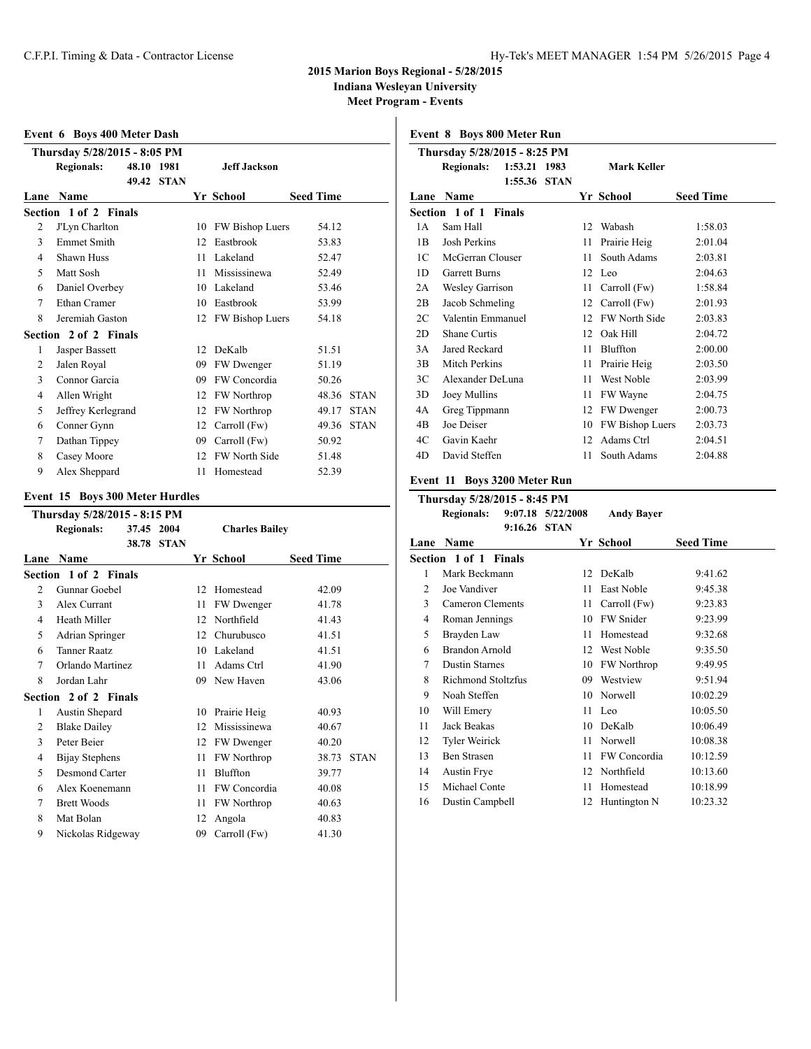# 2015 Marion Boys Regional - 5/28/2015

**Indiana Wesleyan University**

**Meet Program - Events**

## Event 6 Boys 400 Meter Dash

**Thursday 5/28/2015 - 8:05 PM**

**Regionals:** 48.10 1981 **Jeff Jackson**
49.42 STAN

| Lane | Name | Yr | School | Seed Time | |
|---|---|---|---|---|---|
| **Section 1 of 2 Finals** | | | | | |
| 2 | J'Lyn Charlton | 10 | FW Bishop Luers | 54.12 | |
| 3 | Emmet Smith | 12 | Eastbrook | 53.83 | |
| 4 | Shawn Huss | 11 | Lakeland | 52.47 | |
| 5 | Matt Sosh | 11 | Mississinewa | 52.49 | |
| 6 | Daniel Overbey | 10 | Lakeland | 53.46 | |
| 7 | Ethan Cramer | 10 | Eastbrook | 53.99 | |
| 8 | Jeremiah Gaston | 12 | FW Bishop Luers | 54.18 | |
| **Section 2 of 2 Finals** | | | | | |
| 1 | Jasper Bassett | 12 | DeKalb | 51.51 | |
| 2 | Jalen Royal | 09 | FW Dwenger | 51.19 | |
| 3 | Connor Garcia | 09 | FW Concordia | 50.26 | |
| 4 | Allen Wright | 12 | FW Northrop | 48.36 | STAN |
| 5 | Jeffrey Kerlegrand | 12 | FW Northrop | 49.17 | STAN |
| 6 | Conner Gynn | 12 | Carroll (Fw) | 49.36 | STAN |
| 7 | Dathan Tippey | 09 | Carroll (Fw) | 50.92 | |
| 8 | Casey Moore | 12 | FW North Side | 51.48 | |
| 9 | Alex Sheppard | 11 | Homestead | 52.39 | |

## Event 15 Boys 300 Meter Hurdles

**Thursday 5/28/2015 - 8:15 PM**

**Regionals:** 37.45 2004 **Charles Bailey**
38.78 STAN

| Lane | Name | Yr | School | Seed Time | |
|---|---|---|---|---|---|
| **Section 1 of 2 Finals** | | | | | |
| 2 | Gunnar Goebel | 12 | Homestead | 42.09 | |
| 3 | Alex Currant | 11 | FW Dwenger | 41.78 | |
| 4 | Heath Miller | 12 | Northfield | 41.43 | |
| 5 | Adrian Springer | 12 | Churubusco | 41.51 | |
| 6 | Tanner Raatz | 10 | Lakeland | 41.51 | |
| 7 | Orlando Martinez | 11 | Adams Ctrl | 41.90 | |
| 8 | Jordan Lahr | 09 | New Haven | 43.06 | |
| **Section 2 of 2 Finals** | | | | | |
| 1 | Austin Shepard | 10 | Prairie Heig | 40.93 | |
| 2 | Blake Dailey | 12 | Mississinewa | 40.67 | |
| 3 | Peter Beier | 12 | FW Dwenger | 40.20 | |
| 4 | Bijay Stephens | 11 | FW Northrop | 38.73 | STAN |
| 5 | Desmond Carter | 11 | Bluffton | 39.77 | |
| 6 | Alex Koenemann | 11 | FW Concordia | 40.08 | |
| 7 | Brett Woods | 11 | FW Northrop | 40.63 | |
| 8 | Mat Bolan | 12 | Angola | 40.83 | |
| 9 | Nickolas Ridgeway | 09 | Carroll (Fw) | 41.30 | |

## Event 8 Boys 800 Meter Run

**Thursday 5/28/2015 - 8:25 PM**

**Regionals:** 1:53.21 1983 **Mark Keller**
1:55.36 STAN

| Lane | Name | Yr | School | Seed Time |
|---|---|---|---|---|
| **Section 1 of 1 Finals** | | | | |
| 1A | Sam Hall | 12 | Wabash | 1:58.03 |
| 1B | Josh Perkins | 11 | Prairie Heig | 2:01.04 |
| 1C | McGerran Clouser | 11 | South Adams | 2:03.81 |
| 1D | Garrett Burns | 12 | Leo | 2:04.63 |
| 2A | Wesley Garrison | 11 | Carroll (Fw) | 1:58.84 |
| 2B | Jacob Schmeling | 12 | Carroll (Fw) | 2:01.93 |
| 2C | Valentin Emmanuel | 12 | FW North Side | 2:03.83 |
| 2D | Shane Curtis | 12 | Oak Hill | 2:04.72 |
| 3A | Jared Reckard | 11 | Bluffton | 2:00.00 |
| 3B | Mitch Perkins | 11 | Prairie Heig | 2:03.50 |
| 3C | Alexander DeLuna | 11 | West Noble | 2:03.99 |
| 3D | Joey Mullins | 11 | FW Wayne | 2:04.75 |
| 4A | Greg Tippmann | 12 | FW Dwenger | 2:00.73 |
| 4B | Joe Deiser | 10 | FW Bishop Luers | 2:03.73 |
| 4C | Gavin Kaehr | 12 | Adams Ctrl | 2:04.51 |
| 4D | David Steffen | 11 | South Adams | 2:04.88 |

## Event 11 Boys 3200 Meter Run

**Thursday 5/28/2015 - 8:45 PM**

**Regionals:** 9:07.18 5/22/2008 **Andy Bayer**
9:16.26 STAN

| Lane | Name | Yr | School | Seed Time |
|---|---|---|---|---|
| **Section 1 of 1 Finals** | | | | |
| 1 | Mark Beckmann | 12 | DeKalb | 9:41.62 |
| 2 | Joe Vandiver | 11 | East Noble | 9:45.38 |
| 3 | Cameron Clements | 11 | Carroll (Fw) | 9:23.83 |
| 4 | Roman Jennings | 10 | FW Snider | 9:23.99 |
| 5 | Brayden Law | 11 | Homestead | 9:32.68 |
| 6 | Brandon Arnold | 12 | West Noble | 9:35.50 |
| 7 | Dustin Starnes | 10 | FW Northrop | 9:49.95 |
| 8 | Richmond Stoltzfus | 09 | Westview | 9:51.94 |
| 9 | Noah Steffen | 10 | Norwell | 10:02.29 |
| 10 | Will Emery | 11 | Leo | 10:05.50 |
| 11 | Jack Beakas | 10 | DeKalb | 10:06.49 |
| 12 | Tyler Weirick | 11 | Norwell | 10:08.38 |
| 13 | Ben Strasen | 11 | FW Concordia | 10:12.59 |
| 14 | Austin Frye | 12 | Northfield | 10:13.60 |
| 15 | Michael Conte | 11 | Homestead | 10:18.99 |
| 16 | Dustin Campbell | 12 | Huntington N | 10:23.32 |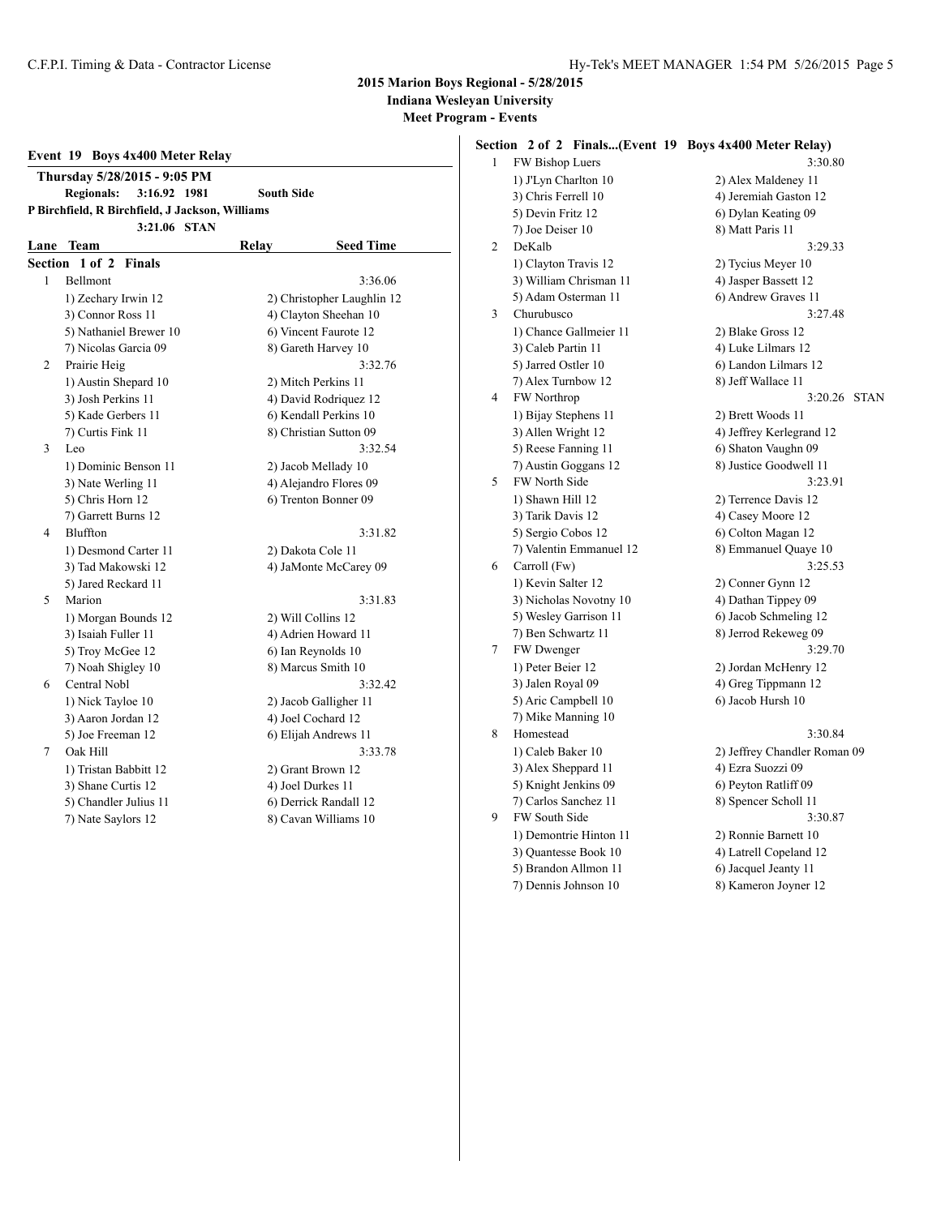## 2015 Marion Boys Regional - 5/28/2015

**Indiana Wesleyan University**

**Meet Program - Events**

### Event 19 Boys 4x400 Meter Relay

**Thursday 5/28/2015 - 9:05 PM**

**Regionals: 3:16.92 1981 South Side**

**P Birchfield, R Birchfield, J Jackson, Williams**

**3:21.06 STAN**

| Lane | Team | Relay | Seed Time |
|---|---|---|---|

**Section 1 of 2 Finals**

1 Bellmont — 3:36.06
- 1) Zechary Irwin 12 — 2) Christopher Laughlin 12
- 3) Connor Ross 11 — 4) Clayton Sheehan 10
- 5) Nathaniel Brewer 10 — 6) Vincent Faurote 12
- 7) Nicolas Garcia 09 — 8) Gareth Harvey 10

2 Prairie Heig — 3:32.76
- 1) Austin Shepard 10 — 2) Mitch Perkins 11
- 3) Josh Perkins 11 — 4) David Rodriquez 12
- 5) Kade Gerbers 11 — 6) Kendall Perkins 10
- 7) Curtis Fink 11 — 8) Christian Sutton 09

3 Leo — 3:32.54
- 1) Dominic Benson 11 — 2) Jacob Mellady 10
- 3) Nate Werling 11 — 4) Alejandro Flores 09
- 5) Chris Horn 12 — 6) Trenton Bonner 09
- 7) Garrett Burns 12

4 Bluffton — 3:31.82
- 1) Desmond Carter 11 — 2) Dakota Cole 11
- 3) Tad Makowski 12 — 4) JaMonte McCarey 09
- 5) Jared Reckard 11

5 Marion — 3:31.83
- 1) Morgan Bounds 12 — 2) Will Collins 12
- 3) Isaiah Fuller 11 — 4) Adrien Howard 11
- 5) Troy McGee 12 — 6) Ian Reynolds 10
- 7) Noah Shigley 10 — 8) Marcus Smith 10

6 Central Nobl — 3:32.42
- 1) Nick Tayloe 10 — 2) Jacob Galligher 11
- 3) Aaron Jordan 12 — 4) Joel Cochard 12
- 5) Joe Freeman 12 — 6) Elijah Andrews 11

7 Oak Hill — 3:33.78
- 1) Tristan Babbitt 12 — 2) Grant Brown 12
- 3) Shane Curtis 12 — 4) Joel Durkes 11
- 5) Chandler Julius 11 — 6) Derrick Randall 12
- 7) Nate Saylors 12 — 8) Cavan Williams 10

**Section 2 of 2 Finals...(Event 19 Boys 4x400 Meter Relay)**

1 FW Bishop Luers — 3:30.80
- 1) J'Lyn Charlton 10 — 2) Alex Maldeney 11
- 3) Chris Ferrell 10 — 4) Jeremiah Gaston 12
- 5) Devin Fritz 12 — 6) Dylan Keating 09
- 7) Joe Deiser 10 — 8) Matt Paris 11

2 DeKalb — 3:29.33
- 1) Clayton Travis 12 — 2) Tycius Meyer 10
- 3) William Chrisman 11 — 4) Jasper Bassett 12
- 5) Adam Osterman 11 — 6) Andrew Graves 11

3 Churubusco — 3:27.48
- 1) Chance Gallmeier 11 — 2) Blake Gross 12
- 3) Caleb Partin 11 — 4) Luke Lilmars 12
- 5) Jarred Ostler 10 — 6) Landon Lilmars 12
- 7) Alex Turnbow 12 — 8) Jeff Wallace 11

4 FW Northrop — 3:20.26 STAN
- 1) Bijay Stephens 11 — 2) Brett Woods 11
- 3) Allen Wright 12 — 4) Jeffrey Kerlegrand 12
- 5) Reese Fanning 11 — 6) Shaton Vaughn 09
- 7) Austin Goggans 12 — 8) Justice Goodwell 11

5 FW North Side — 3:23.91
- 1) Shawn Hill 12 — 2) Terrence Davis 12
- 3) Tarik Davis 12 — 4) Casey Moore 12
- 5) Sergio Cobos 12 — 6) Colton Magan 12
- 7) Valentin Emmanuel 12 — 8) Emmanuel Quaye 10

6 Carroll (Fw) — 3:25.53
- 1) Kevin Salter 12 — 2) Conner Gynn 12
- 3) Nicholas Novotny 10 — 4) Dathan Tippey 09
- 5) Wesley Garrison 11 — 6) Jacob Schmeling 12
- 7) Ben Schwartz 11 — 8) Jerrod Rekeweg 09

7 FW Dwenger — 3:29.70
- 1) Peter Beier 12 — 2) Jordan McHenry 12
- 3) Jalen Royal 09 — 4) Greg Tippmann 12
- 5) Aric Campbell 10 — 6) Jacob Hursh 10
- 7) Mike Manning 10

8 Homestead — 3:30.84
- 1) Caleb Baker 10 — 2) Jeffrey Chandler Roman 09
- 3) Alex Sheppard 11 — 4) Ezra Suozzi 09
- 5) Knight Jenkins 09 — 6) Peyton Ratliff 09
- 7) Carlos Sanchez 11 — 8) Spencer Scholl 11

9 FW South Side — 3:30.87
- 1) Demontrie Hinton 11 — 2) Ronnie Barnett 10
- 3) Quantesse Book 10 — 4) Latrell Copeland 12
- 5) Brandon Allmon 11 — 6) Jacquel Jeanty 11
- 7) Dennis Johnson 10 — 8) Kameron Joyner 12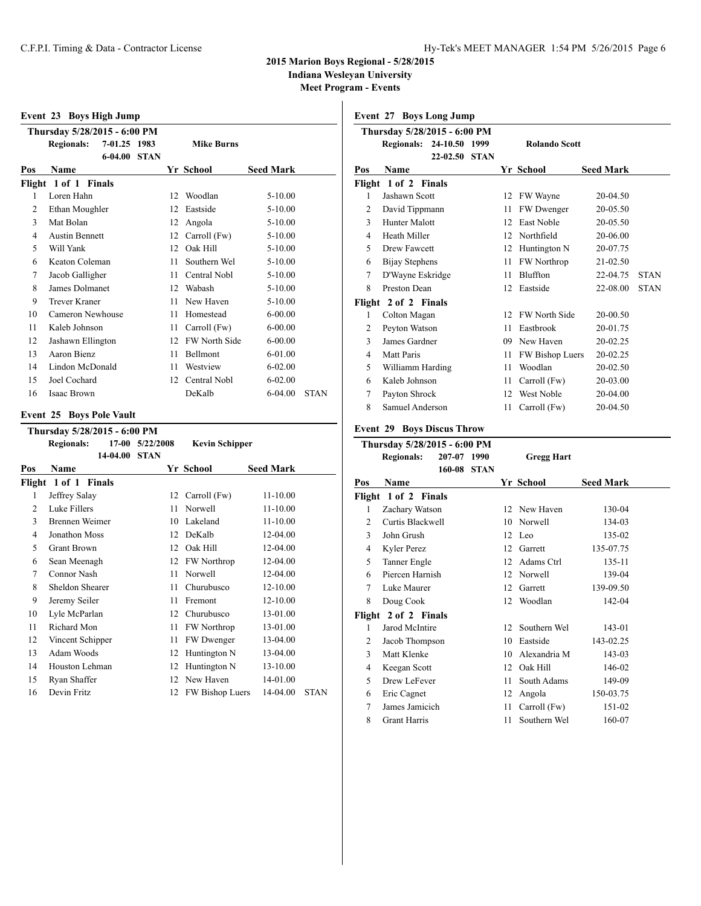# 2015 Marion Boys Regional - 5/28/2015

**Indiana Wesleyan University**

**Meet Program - Events**

## Event 23 Boys High Jump

**Thursday 5/28/2015 - 6:00 PM**

**Regionals:** 7-01.25 1983 **Mike Burns**

6-04.00 **STAN**

| Pos | Name | Yr | School | Seed Mark | |
|---|---|---|---|---|---|
| **Flight 1 of 1 Finals** | | | | | |
| 1 | Loren Hahn | 12 | Woodlan | 5-10.00 | |
| 2 | Ethan Moughler | 12 | Eastside | 5-10.00 | |
| 3 | Mat Bolan | 12 | Angola | 5-10.00 | |
| 4 | Austin Bennett | 12 | Carroll (Fw) | 5-10.00 | |
| 5 | Will Yank | 12 | Oak Hill | 5-10.00 | |
| 6 | Keaton Coleman | 11 | Southern Wel | 5-10.00 | |
| 7 | Jacob Galligher | 11 | Central Nobl | 5-10.00 | |
| 8 | James Dolmanet | 12 | Wabash | 5-10.00 | |
| 9 | Trever Kraner | 11 | New Haven | 5-10.00 | |
| 10 | Cameron Newhouse | 11 | Homestead | 6-00.00 | |
| 11 | Kaleb Johnson | 11 | Carroll (Fw) | 6-00.00 | |
| 12 | Jashawn Ellington | 12 | FW North Side | 6-00.00 | |
| 13 | Aaron Bienz | 11 | Bellmont | 6-01.00 | |
| 14 | Lindon McDonald | 11 | Westview | 6-02.00 | |
| 15 | Joel Cochard | 12 | Central Nobl | 6-02.00 | |
| 16 | Isaac Brown | | DeKalb | 6-04.00 | STAN |

## Event 25 Boys Pole Vault

**Thursday 5/28/2015 - 6:00 PM**

**Regionals:** 17-00 5/22/2008 **Kevin Schipper**

14-04.00 **STAN**

| Pos | Name | Yr | School | Seed Mark | |
|---|---|---|---|---|---|
| **Flight 1 of 1 Finals** | | | | | |
| 1 | Jeffrey Salay | 12 | Carroll (Fw) | 11-10.00 | |
| 2 | Luke Fillers | 11 | Norwell | 11-10.00 | |
| 3 | Brennen Weimer | 10 | Lakeland | 11-10.00 | |
| 4 | Jonathon Moss | 12 | DeKalb | 12-04.00 | |
| 5 | Grant Brown | 12 | Oak Hill | 12-04.00 | |
| 6 | Sean Meenagh | 12 | FW Northrop | 12-04.00 | |
| 7 | Connor Nash | 11 | Norwell | 12-04.00 | |
| 8 | Sheldon Shearer | 11 | Churubusco | 12-10.00 | |
| 9 | Jeremy Seiler | 11 | Fremont | 12-10.00 | |
| 10 | Lyle McParlan | 12 | Churubusco | 13-01.00 | |
| 11 | Richard Mon | 11 | FW Northrop | 13-01.00 | |
| 12 | Vincent Schipper | 11 | FW Dwenger | 13-04.00 | |
| 13 | Adam Woods | 12 | Huntington N | 13-04.00 | |
| 14 | Houston Lehman | 12 | Huntington N | 13-10.00 | |
| 15 | Ryan Shaffer | 12 | New Haven | 14-01.00 | |
| 16 | Devin Fritz | 12 | FW Bishop Luers | 14-04.00 | STAN |

## Event 27 Boys Long Jump

**Thursday 5/28/2015 - 6:00 PM**

**Regionals:** 24-10.50 1999 **Rolando Scott**

22-02.50 **STAN**

| Pos | Name | Yr | School | Seed Mark | |
|---|---|---|---|---|---|
| **Flight 1 of 2 Finals** | | | | | |
| 1 | Jashawn Scott | 12 | FW Wayne | 20-04.50 | |
| 2 | David Tippmann | 11 | FW Dwenger | 20-05.50 | |
| 3 | Hunter Malott | 12 | East Noble | 20-05.50 | |
| 4 | Heath Miller | 12 | Northfield | 20-06.00 | |
| 5 | Drew Fawcett | 12 | Huntington N | 20-07.75 | |
| 6 | Bijay Stephens | 11 | FW Northrop | 21-02.50 | |
| 7 | D'Wayne Eskridge | 11 | Bluffton | 22-04.75 | STAN |
| 8 | Preston Dean | 12 | Eastside | 22-08.00 | STAN |
| **Flight 2 of 2 Finals** | | | | | |
| 1 | Colton Magan | 12 | FW North Side | 20-00.50 | |
| 2 | Peyton Watson | 11 | Eastbrook | 20-01.75 | |
| 3 | James Gardner | 09 | New Haven | 20-02.25 | |
| 4 | Matt Paris | 11 | FW Bishop Luers | 20-02.25 | |
| 5 | Williamm Harding | 11 | Woodlan | 20-02.50 | |
| 6 | Kaleb Johnson | 11 | Carroll (Fw) | 20-03.00 | |
| 7 | Payton Shrock | 12 | West Noble | 20-04.00 | |
| 8 | Samuel Anderson | 11 | Carroll (Fw) | 20-04.50 | |

## Event 29 Boys Discus Throw

**Thursday 5/28/2015 - 6:00 PM**

**Regionals:** 207-07 1990 **Gregg Hart**

160-08 **STAN**

| Pos | Name | Yr | School | Seed Mark |
|---|---|---|---|---|
| **Flight 1 of 2 Finals** | | | | |
| 1 | Zachary Watson | 12 | New Haven | 130-04 |
| 2 | Curtis Blackwell | 10 | Norwell | 134-03 |
| 3 | John Grush | 12 | Leo | 135-02 |
| 4 | Kyler Perez | 12 | Garrett | 135-07.75 |
| 5 | Tanner Engle | 12 | Adams Ctrl | 135-11 |
| 6 | Piercen Harnish | 12 | Norwell | 139-04 |
| 7 | Luke Maurer | 12 | Garrett | 139-09.50 |
| 8 | Doug Cook | 12 | Woodlan | 142-04 |
| **Flight 2 of 2 Finals** | | | | |
| 1 | Jarod McIntire | 12 | Southern Wel | 143-01 |
| 2 | Jacob Thompson | 10 | Eastside | 143-02.25 |
| 3 | Matt Klenke | 10 | Alexandria M | 143-03 |
| 4 | Keegan Scott | 12 | Oak Hill | 146-02 |
| 5 | Drew LeFever | 11 | South Adams | 149-09 |
| 6 | Eric Cagnet | 12 | Angola | 150-03.75 |
| 7 | James Jamicich | 11 | Carroll (Fw) | 151-02 |
| 8 | Grant Harris | 11 | Southern Wel | 160-07 |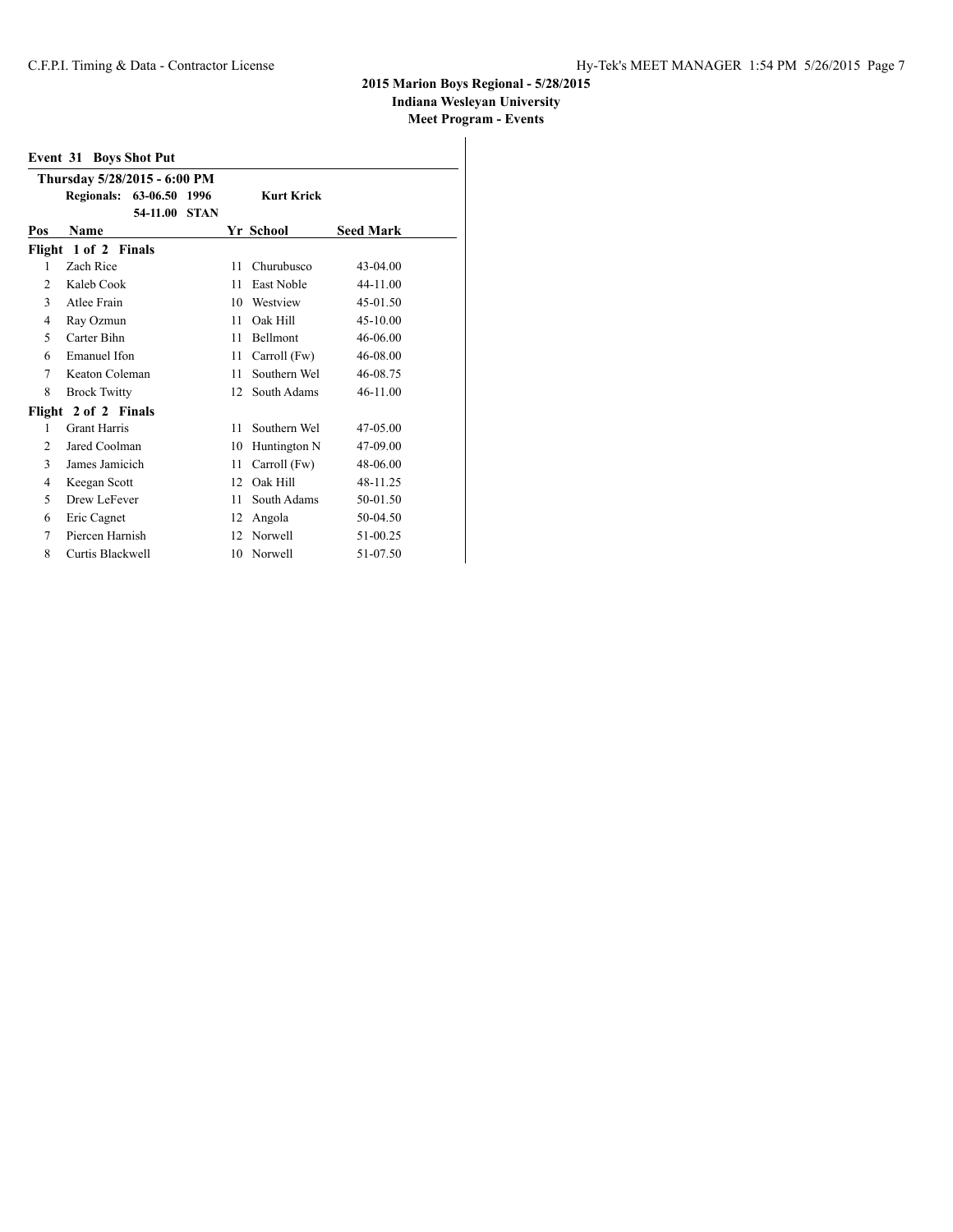## 2015 Marion Boys Regional - 5/28/2015
### Indiana Wesleyan University
### Meet Program - Events

**Event 31 Boys Shot Put**

**Thursday 5/28/2015 - 6:00 PM**

**Regionals: 63-06.50 1996 Kurt Krick**

**54-11.00 STAN**

| Pos | Name | Yr | School | Seed Mark |
|---|---|---|---|---|
| **Flight 1 of 2 Finals** | | | | |
| 1 | Zach Rice | 11 | Churubusco | 43-04.00 |
| 2 | Kaleb Cook | 11 | East Noble | 44-11.00 |
| 3 | Atlee Frain | 10 | Westview | 45-01.50 |
| 4 | Ray Ozmun | 11 | Oak Hill | 45-10.00 |
| 5 | Carter Bihn | 11 | Bellmont | 46-06.00 |
| 6 | Emanuel Ifon | 11 | Carroll (Fw) | 46-08.00 |
| 7 | Keaton Coleman | 11 | Southern Wel | 46-08.75 |
| 8 | Brock Twitty | 12 | South Adams | 46-11.00 |
| **Flight 2 of 2 Finals** | | | | |
| 1 | Grant Harris | 11 | Southern Wel | 47-05.00 |
| 2 | Jared Coolman | 10 | Huntington N | 47-09.00 |
| 3 | James Jamicich | 11 | Carroll (Fw) | 48-06.00 |
| 4 | Keegan Scott | 12 | Oak Hill | 48-11.25 |
| 5 | Drew LeFever | 11 | South Adams | 50-01.50 |
| 6 | Eric Cagnet | 12 | Angola | 50-04.50 |
| 7 | Piercen Harnish | 12 | Norwell | 51-00.25 |
| 8 | Curtis Blackwell | 10 | Norwell | 51-07.50 |